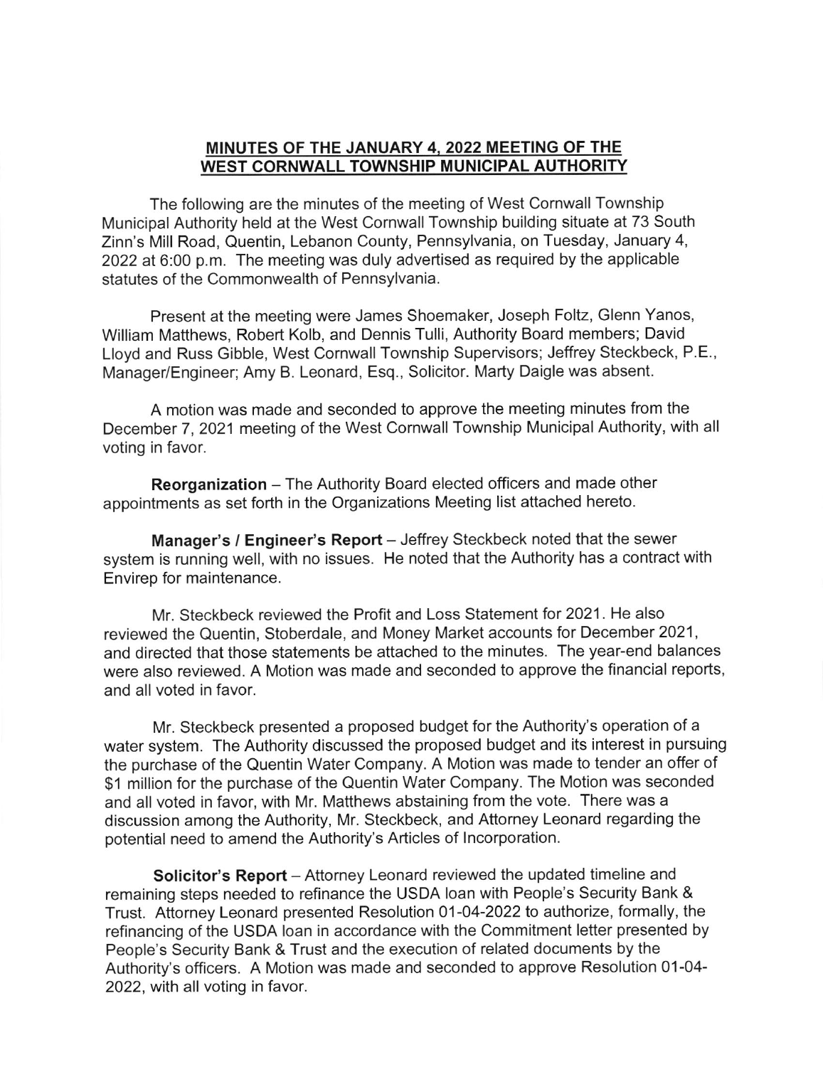# MINUTES OF THE JANUARY 4, 2022 MEETING OF THE WEST CORNWALL TOWNSHIP MUNICIPAL AUTHORITY

The following are the minutes of the meeting of West Cornwall Township Municipal Authority held at the West Cornwall Township building situate at 73 South Zinn's Mill Road, Quentin, Lebanon County, Pennsylvania, on Tuesday, January 4, 2022 at 6:00 p.m. The meeting was duly advertised as required by the applicable statutes of the Commonwealth of Pennsylvania.

Present at the meeting were James Shoemaker, Joseph Foltz, Glenn Yanos, William Matthews, Robert Kolb, and Dennis Tulli, Authority Board members; David Lloyd and Russ Gibble, West Cornwall Township Supervisors; Jeffrey Steckbeck, P.E., Manager/Engineer; Amy B. Leonard, Esq., Solicitor. Marty Daigle was absent.

A motion was made and seconded to approve the meeting minutes from the December 7, 2021 meeting of the West Cornwall Township Municipal Authority, with all voting in favor.

**Reorganization** – The Authority Board elected officers and made other appointments as set forth in the Organizations Meeting list attached hereto.

**Manager's / Engineer's Report** – Jeffrey Steckbeck noted that the sewer system is running well, with no issues. He noted that the Authority has a contract with Envirep for maintenance.

Mr. Steckbeck reviewed the Profit and Loss Statement for 2021. He also reviewed the Quentin, Stoberdale, and Money Market accounts for December 2021, and directed that those statements be attached to the minutes. The year-end balances were also reviewed. A Motion was made and seconded to approve the financial reports, and all voted in favor.

Mr. Steckbeck presented a proposed budget for the Authority's operation of a water system. The Authority discussed the proposed budget and its interest in pursuing the purchase of the Quentin Water Company. A Motion was made to tender an offer of $1 million for the purchase of the Quentin Water Company. The Motion was seconded and all voted in favor, with Mr. Matthews abstaining from the vote. There was a discussion among the Authority, Mr. Steckbeck, and Attorney Leonard regarding the potential need to amend the Authority's Articles of Incorporation.

**Solicitor's Report** – Attorney Leonard reviewed the updated timeline and remaining steps needed to refinance the USDA loan with People's Security Bank & Trust. Attorney Leonard presented Resolution 01-04-2022 to authorize, formally, the refinancing of the USDA loan in accordance with the Commitment letter presented by People's Security Bank & Trust and the execution of related documents by the Authority's officers. A Motion was made and seconded to approve Resolution 01-04-2022, with all voting in favor.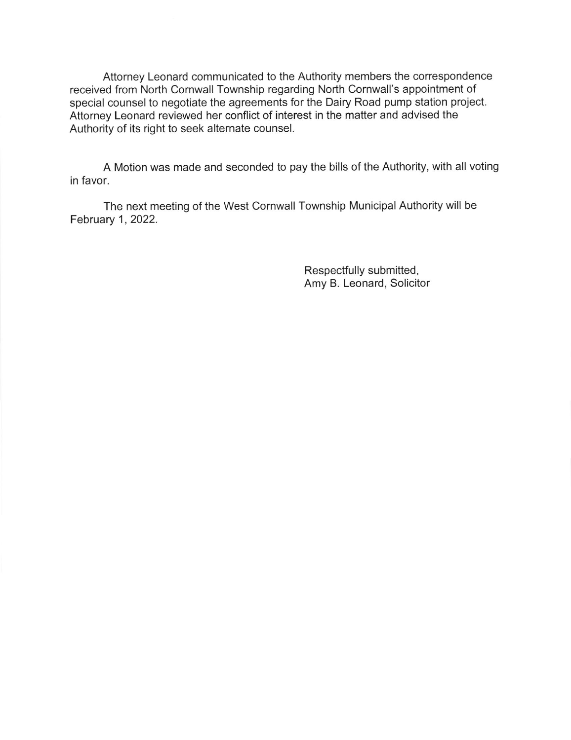Attorney Leonard communicated to the Authority members the correspondence received from North Cornwall Township regarding North Cornwall's appointment of special counsel to negotiate the agreements for the Dairy Road pump station project. Attorney Leonard reviewed her conflict of interest in the matter and advised the Authority of its right to seek alternate counsel.

A Motion was made and seconded to pay the bills of the Authority, with all voting in favor.

The next meeting of the West Cornwall Township Municipal Authority will be February 1, 2022.

Respectfully submitted,
Amy B. Leonard, Solicitor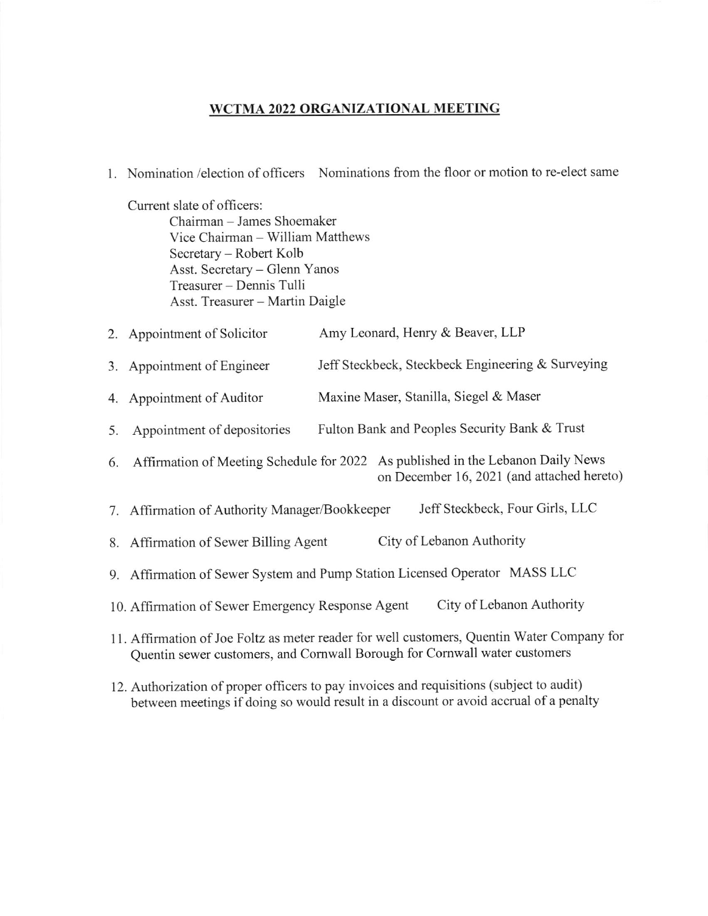# WCTMA 2022 ORGANIZATIONAL MEETING

1. Nomination /election of officers    Nominations from the floor or motion to re-elect same

   Current slate of officers:
   - Chairman – James Shoemaker
   - Vice Chairman – William Matthews
   - Secretary – Robert Kolb
   - Asst. Secretary – Glenn Yanos
   - Treasurer – Dennis Tulli
   - Asst. Treasurer – Martin Daigle

2. Appointment of Solicitor    Amy Leonard, Henry & Beaver, LLP

3. Appointment of Engineer    Jeff Steckbeck, Steckbeck Engineering & Surveying

4. Appointment of Auditor    Maxine Maser, Stanilla, Siegel & Maser

5. Appointment of depositories    Fulton Bank and Peoples Security Bank & Trust

6. Affirmation of Meeting Schedule for 2022    As published in the Lebanon Daily News on December 16, 2021 (and attached hereto)

7. Affirmation of Authority Manager/Bookkeeper    Jeff Steckbeck, Four Girls, LLC

8. Affirmation of Sewer Billing Agent    City of Lebanon Authority

9. Affirmation of Sewer System and Pump Station Licensed Operator    MASS LLC

10. Affirmation of Sewer Emergency Response Agent    City of Lebanon Authority

11. Affirmation of Joe Foltz as meter reader for well customers, Quentin Water Company for Quentin sewer customers, and Cornwall Borough for Cornwall water customers

12. Authorization of proper officers to pay invoices and requisitions (subject to audit) between meetings if doing so would result in a discount or avoid accrual of a penalty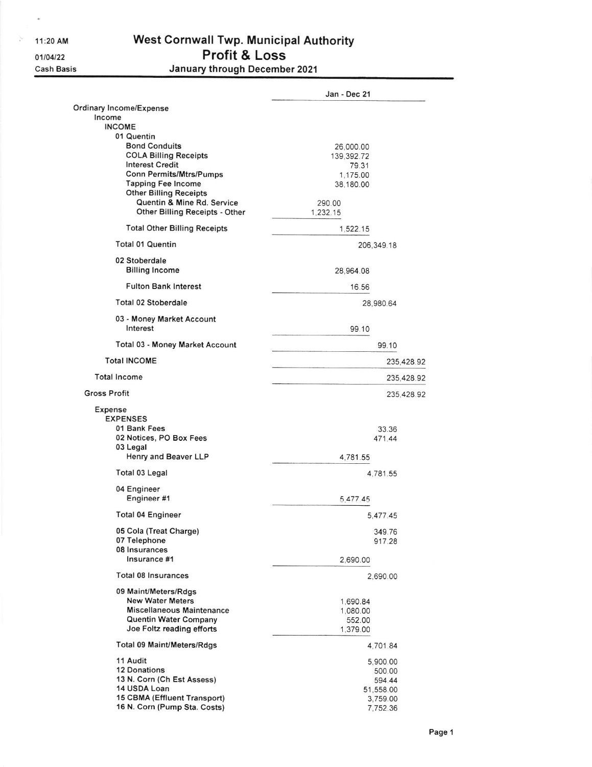11:20 AM

01/04/22

Cash Basis

# West Cornwall Twp. Municipal Authority
## Profit & Loss
### January through December 2021

| | Jan - Dec 21 | | |
|---|---|---|---|
| Ordinary Income/Expense | | | |
| Income | | | |
| INCOME | | | |
| 01 Quentin | | | |
| Bond Conduits | | 26,000.00 | |
| COLA Billing Receipts | | 139,392.72 | |
| Interest Credit | | 79.31 | |
| Conn Permits/Mtrs/Pumps | | 1,175.00 | |
| Tapping Fee Income | | 38,180.00 | |
| Other Billing Receipts | | | |
| Quentin & Mine Rd. Service | 290.00 | | |
| Other Billing Receipts - Other | 1,232.15 | | |
| Total Other Billing Receipts | | 1,522.15 | |
| Total 01 Quentin | | | 206,349.18 |
| 02 Stoberdale | | | |
| Billing Income | | 28,964.08 | |
| Fulton Bank Interest | | 16.56 | |
| Total 02 Stoberdale | | | 28,980.64 |
| 03 - Money Market Account | | | |
| Interest | | 99.10 | |
| Total 03 - Money Market Account | | | 99.10 |
| Total INCOME | | | 235,428.92 |
| Total Income | | | 235,428.92 |
| Gross Profit | | | 235,428.92 |
| Expense | | | |
| EXPENSES | | | |
| 01 Bank Fees | | | 33.36 |
| 02 Notices, PO Box Fees | | | 471.44 |
| 03 Legal | | | |
| Henry and Beaver LLP | | 4,781.55 | |
| Total 03 Legal | | | 4,781.55 |
| 04 Engineer | | | |
| Engineer #1 | | 5,477.45 | |
| Total 04 Engineer | | | 5,477.45 |
| 05 Cola (Treat Charge) | | | 349.76 |
| 07 Telephone | | | 917.28 |
| 08 Insurances | | | |
| Insurance #1 | | 2,690.00 | |
| Total 08 Insurances | | | 2,690.00 |
| 09 Maint/Meters/Rdgs | | | |
| New Water Meters | | 1,690.84 | |
| Miscellaneous Maintenance | | 1,080.00 | |
| Quentin Water Company | | 552.00 | |
| Joe Foltz reading efforts | | 1,379.00 | |
| Total 09 Maint/Meters/Rdgs | | | 4,701.84 |
| 11 Audit | | | 5,900.00 |
| 12 Donations | | | 500.00 |
| 13 N. Corn (Ch Est Assess) | | | 594.44 |
| 14 USDA Loan | | | 51,558.00 |
| 15 CBMA (Effluent Transport) | | | 3,759.00 |
| 16 N. Corn (Pump Sta. Costs) | | | 7,752.36 |